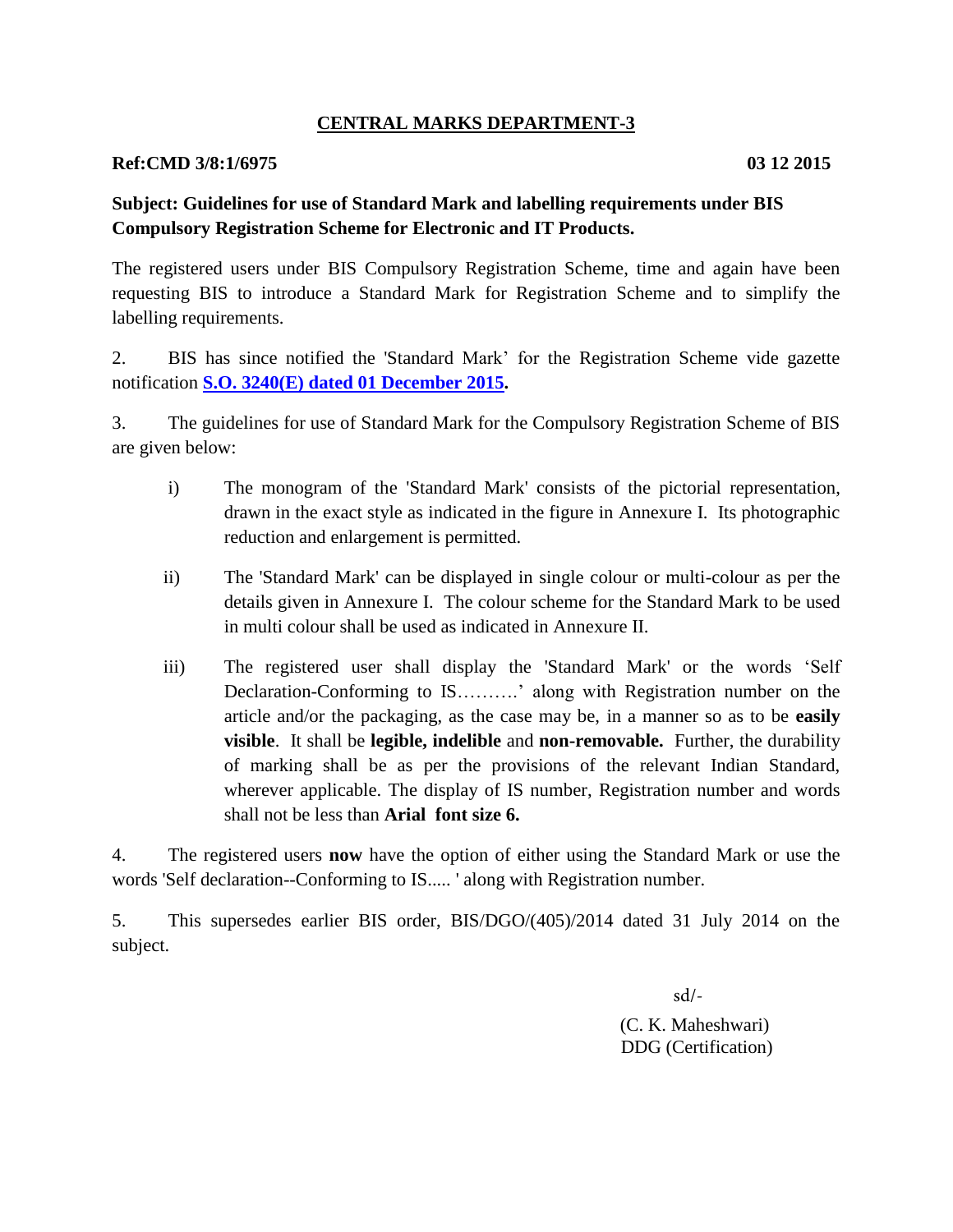## CENTRAL MARKS DEPARTMENT-3

**Ref:CMD 3/8:1/6975** **03 12 2015**

**Subject: Guidelines for use of Standard Mark and labelling requirements under BIS Compulsory Registration Scheme for Electronic and IT Products.**

The registered users under BIS Compulsory Registration Scheme, time and again have been requesting BIS to introduce a Standard Mark for Registration Scheme and to simplify the labelling requirements.

2. BIS has since notified the 'Standard Mark' for the Registration Scheme vide gazette notification **S.O. 3240(E) dated 01 December 2015.**

3. The guidelines for use of Standard Mark for the Compulsory Registration Scheme of BIS are given below:

i) The monogram of the 'Standard Mark' consists of the pictorial representation, drawn in the exact style as indicated in the figure in Annexure I. Its photographic reduction and enlargement is permitted.

ii) The 'Standard Mark' can be displayed in single colour or multi-colour as per the details given in Annexure I. The colour scheme for the Standard Mark to be used in multi colour shall be used as indicated in Annexure II.

iii) The registered user shall display the 'Standard Mark' or the words 'Self Declaration-Conforming to IS……….' along with Registration number on the article and/or the packaging, as the case may be, in a manner so as to be **easily visible**. It shall be **legible, indelible** and **non-removable.** Further, the durability of marking shall be as per the provisions of the relevant Indian Standard, wherever applicable. The display of IS number, Registration number and words shall not be less than **Arial font size 6.**

4. The registered users **now** have the option of either using the Standard Mark or use the words 'Self declaration--Conforming to IS..... ' along with Registration number.

5. This supersedes earlier BIS order, BIS/DGO/(405)/2014 dated 31 July 2014 on the subject.

sd/-

(C. K. Maheshwari)
DDG (Certification)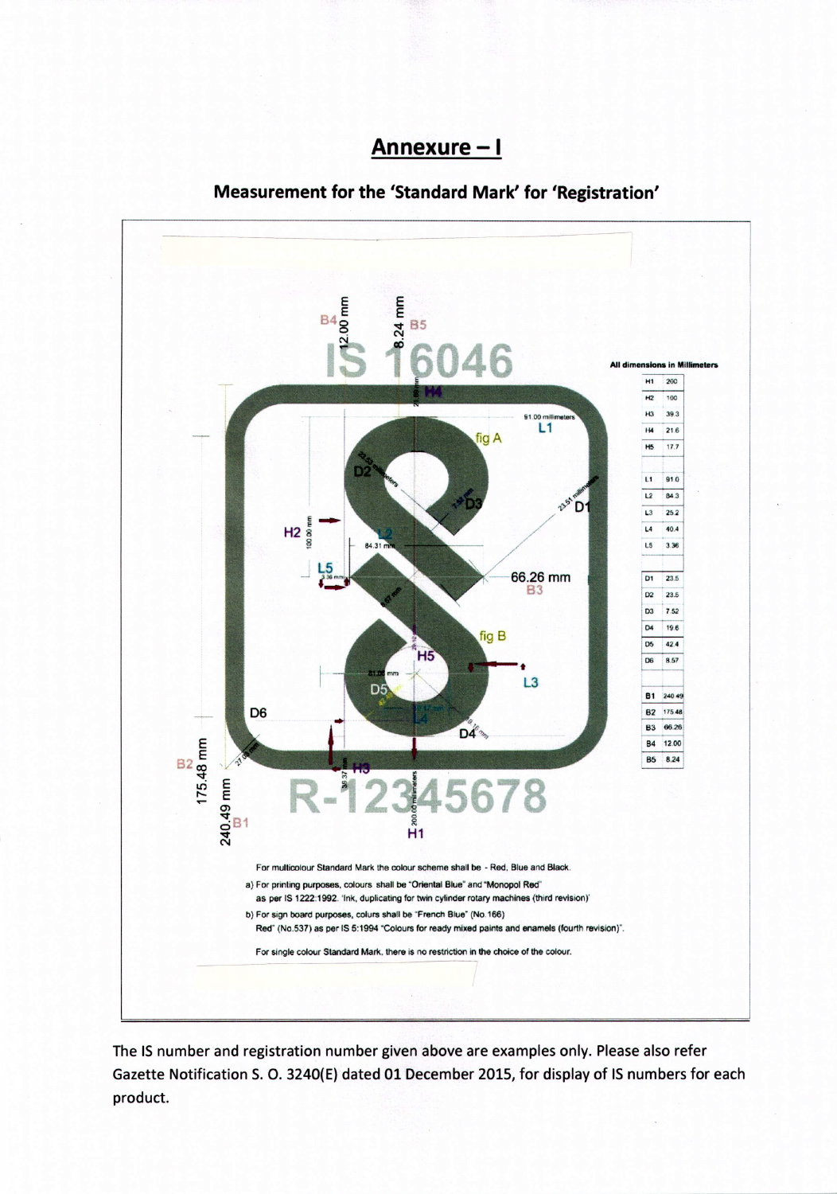## Annexure – I

### Measurement for the 'Standard Mark' for 'Registration'

All dimensions in Millimeters

| | |
|---|---|
| H1 | 200 |
| H2 | 100 |
| H3 | 39.3 |
| H4 | 21.6 |
| H5 | 17.7 |
| L1 | 91.0 |
| L2 | 84.3 |
| L3 | 25.2 |
| L4 | 40.4 |
| L5 | 3.36 |
| D1 | 23.5 |
| D2 | 23.5 |
| D3 | 7.52 |
| D4 | 19.6 |
| D5 | 42.4 |
| D6 | 8.57 |
| B1 | 240.49 |
| B2 | 175.48 |
| B3 | 66.26 |
| B4 | 12.00 |
| B5 | 8.24 |

IS 16046

R-12345678

For multicolour Standard Mark the colour scheme shall be - Red, Blue and Black.

a) For printing purposes, colours shall be "Oriental Blue" and "Monopol Red" as per IS 1222:1992. 'Ink, duplicating for twin cylinder rotary machines (third revision)'

b) For sign board purposes, colurs shall be "French Blue" (No.166) Red" (No.537) as per IS 5:1994 "Colours for ready mixed paints and enamels (fourth revision)".

For single colour Standard Mark, there is no restriction in the choice of the colour.

The IS number and registration number given above are examples only. Please also refer Gazette Notification S. O. 3240(E) dated 01 December 2015, for display of IS numbers for each product.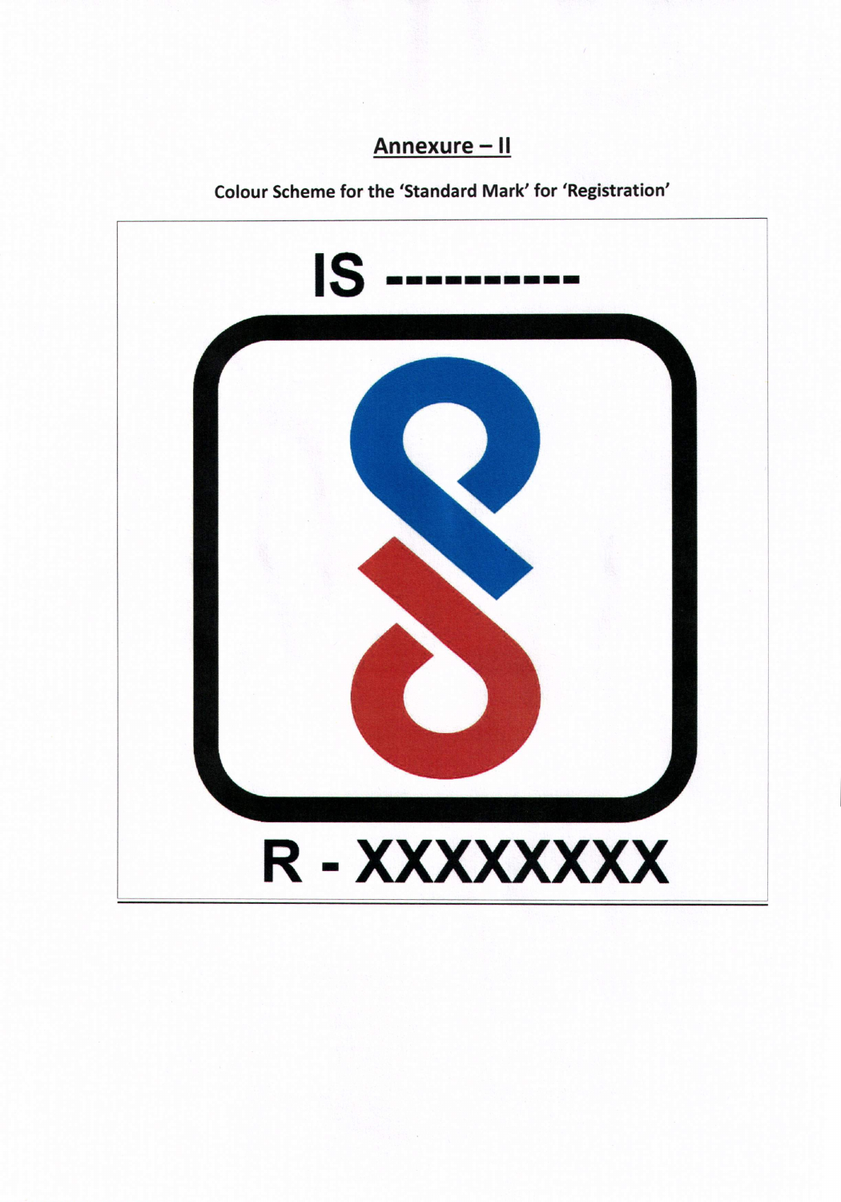## Annexure – II

**Colour Scheme for the 'Standard Mark' for 'Registration'**

IS ----------

R - XXXXXXXX